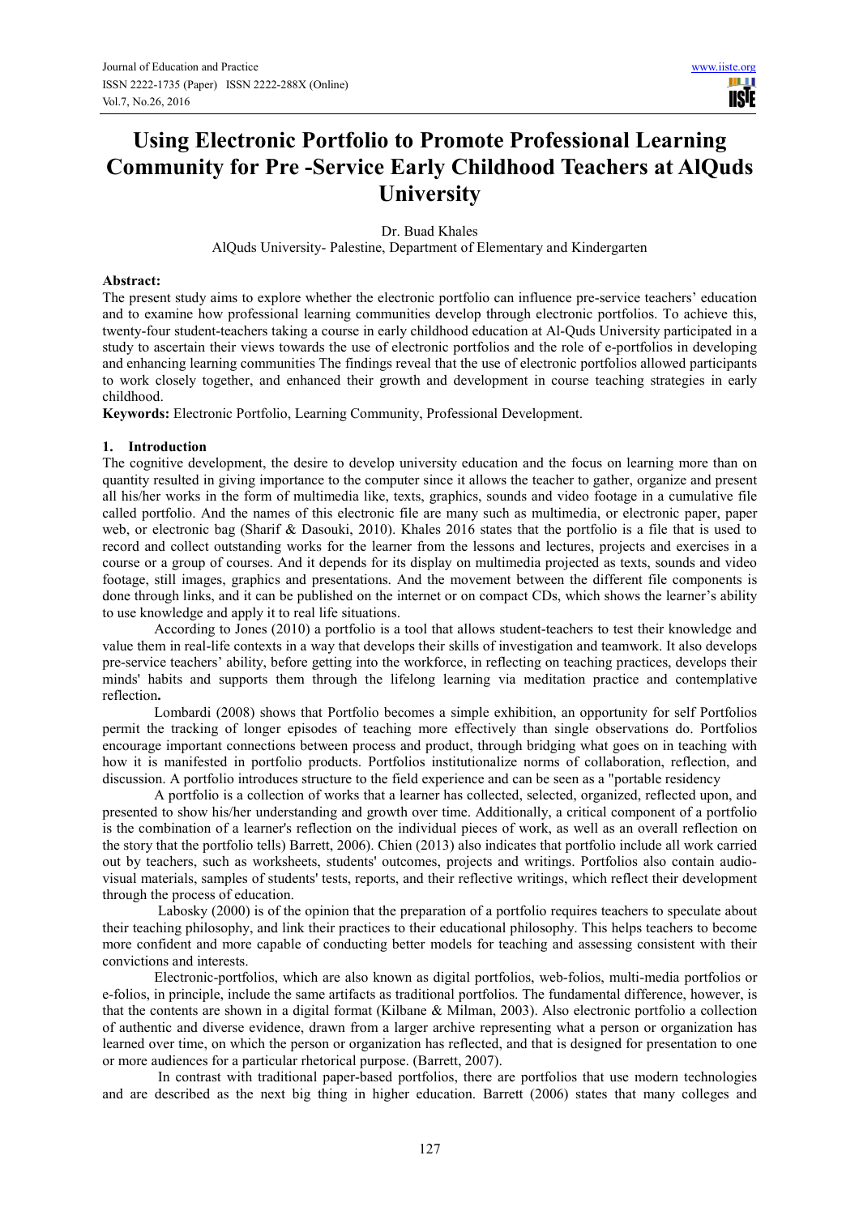# Using Electronic Portfolio to Promote Professional Learning Community for Pre -Service Early Childhood Teachers at AlQuds University

Dr. Buad Khales

AlQuds University- Palestine, Department of Elementary and Kindergarten

**Abstract:**

The present study aims to explore whether the electronic portfolio can influence pre-service teachers' education and to examine how professional learning communities develop through electronic portfolios. To achieve this, twenty-four student-teachers taking a course in early childhood education at Al-Quds University participated in a study to ascertain their views towards the use of electronic portfolios and the role of e-portfolios in developing and enhancing learning communities The findings reveal that the use of electronic portfolios allowed participants to work closely together, and enhanced their growth and development in course teaching strategies in early childhood.

**Keywords:** Electronic Portfolio, Learning Community, Professional Development.

## 1. Introduction

The cognitive development, the desire to develop university education and the focus on learning more than on quantity resulted in giving importance to the computer since it allows the teacher to gather, organize and present all his/her works in the form of multimedia like, texts, graphics, sounds and video footage in a cumulative file called portfolio. And the names of this electronic file are many such as multimedia, or electronic paper, paper web, or electronic bag (Sharif & Dasouki, 2010). Khales 2016 states that the portfolio is a file that is used to record and collect outstanding works for the learner from the lessons and lectures, projects and exercises in a course or a group of courses. And it depends for its display on multimedia projected as texts, sounds and video footage, still images, graphics and presentations. And the movement between the different file components is done through links, and it can be published on the internet or on compact CDs, which shows the learner's ability to use knowledge and apply it to real life situations.

According to Jones (2010) a portfolio is a tool that allows student-teachers to test their knowledge and value them in real-life contexts in a way that develops their skills of investigation and teamwork. It also develops pre-service teachers' ability, before getting into the workforce, in reflecting on teaching practices, develops their minds' habits and supports them through the lifelong learning via meditation practice and contemplative reflection**.**

Lombardi (2008) shows that Portfolio becomes a simple exhibition, an opportunity for self Portfolios permit the tracking of longer episodes of teaching more effectively than single observations do. Portfolios encourage important connections between process and product, through bridging what goes on in teaching with how it is manifested in portfolio products. Portfolios institutionalize norms of collaboration, reflection, and discussion. A portfolio introduces structure to the field experience and can be seen as a "portable residency

A portfolio is a collection of works that a learner has collected, selected, organized, reflected upon, and presented to show his/her understanding and growth over time. Additionally, a critical component of a portfolio is the combination of a learner's reflection on the individual pieces of work, as well as an overall reflection on the story that the portfolio tells) Barrett, 2006). Chien (2013) also indicates that portfolio include all work carried out by teachers, such as worksheets, students' outcomes, projects and writings. Portfolios also contain audio-visual materials, samples of students' tests, reports, and their reflective writings, which reflect their development through the process of education.

Labosky (2000) is of the opinion that the preparation of a portfolio requires teachers to speculate about their teaching philosophy, and link their practices to their educational philosophy. This helps teachers to become more confident and more capable of conducting better models for teaching and assessing consistent with their convictions and interests.

Electronic-portfolios, which are also known as digital portfolios, web-folios, multi-media portfolios or e-folios, in principle, include the same artifacts as traditional portfolios. The fundamental difference, however, is that the contents are shown in a digital format (Kilbane & Milman, 2003). Also electronic portfolio a collection of authentic and diverse evidence, drawn from a larger archive representing what a person or organization has learned over time, on which the person or organization has reflected, and that is designed for presentation to one or more audiences for a particular rhetorical purpose. (Barrett, 2007).

In contrast with traditional paper-based portfolios, there are portfolios that use modern technologies and are described as the next big thing in higher education. Barrett (2006) states that many colleges and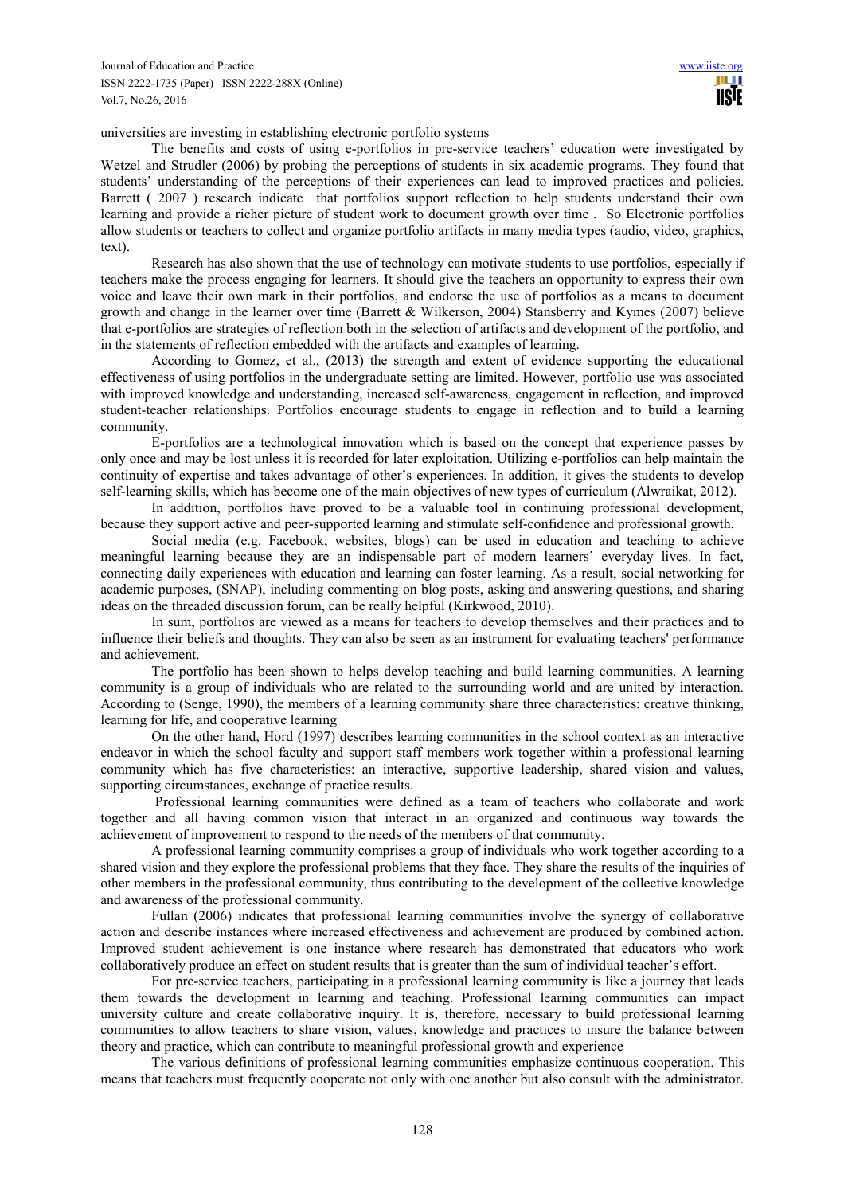universities are investing in establishing electronic portfolio systems

The benefits and costs of using e-portfolios in pre-service teachers' education were investigated by Wetzel and Strudler (2006) by probing the perceptions of students in six academic programs. They found that students' understanding of the perceptions of their experiences can lead to improved practices and policies. Barrett ( 2007 ) research indicate that portfolios support reflection to help students understand their own learning and provide a richer picture of student work to document growth over time . So Electronic portfolios allow students or teachers to collect and organize portfolio artifacts in many media types (audio, video, graphics, text).

Research has also shown that the use of technology can motivate students to use portfolios, especially if teachers make the process engaging for learners. It should give the teachers an opportunity to express their own voice and leave their own mark in their portfolios, and endorse the use of portfolios as a means to document growth and change in the learner over time (Barrett & Wilkerson, 2004) Stansberry and Kymes (2007) believe that e-portfolios are strategies of reflection both in the selection of artifacts and development of the portfolio, and in the statements of reflection embedded with the artifacts and examples of learning.

According to Gomez, et al., (2013) the strength and extent of evidence supporting the educational effectiveness of using portfolios in the undergraduate setting are limited. However, portfolio use was associated with improved knowledge and understanding, increased self-awareness, engagement in reflection, and improved student-teacher relationships. Portfolios encourage students to engage in reflection and to build a learning community.

E-portfolios are a technological innovation which is based on the concept that experience passes by only once and may be lost unless it is recorded for later exploitation. Utilizing e-portfolios can help maintain the continuity of expertise and takes advantage of other's experiences. In addition, it gives the students to develop self-learning skills, which has become one of the main objectives of new types of curriculum (Alwraikat, 2012).

In addition, portfolios have proved to be a valuable tool in continuing professional development, because they support active and peer-supported learning and stimulate self-confidence and professional growth.

Social media (e.g. Facebook, websites, blogs) can be used in education and teaching to achieve meaningful learning because they are an indispensable part of modern learners' everyday lives. In fact, connecting daily experiences with education and learning can foster learning. As a result, social networking for academic purposes, (SNAP), including commenting on blog posts, asking and answering questions, and sharing ideas on the threaded discussion forum, can be really helpful (Kirkwood, 2010).

In sum, portfolios are viewed as a means for teachers to develop themselves and their practices and to influence their beliefs and thoughts. They can also be seen as an instrument for evaluating teachers' performance and achievement.

The portfolio has been shown to helps develop teaching and build learning communities. A learning community is a group of individuals who are related to the surrounding world and are united by interaction. According to (Senge, 1990), the members of a learning community share three characteristics: creative thinking, learning for life, and cooperative learning

On the other hand, Hord (1997) describes learning communities in the school context as an interactive endeavor in which the school faculty and support staff members work together within a professional learning community which has five characteristics: an interactive, supportive leadership, shared vision and values, supporting circumstances, exchange of practice results.

Professional learning communities were defined as a team of teachers who collaborate and work together and all having common vision that interact in an organized and continuous way towards the achievement of improvement to respond to the needs of the members of that community.

A professional learning community comprises a group of individuals who work together according to a shared vision and they explore the professional problems that they face. They share the results of the inquiries of other members in the professional community, thus contributing to the development of the collective knowledge and awareness of the professional community.

Fullan (2006) indicates that professional learning communities involve the synergy of collaborative action and describe instances where increased effectiveness and achievement are produced by combined action. Improved student achievement is one instance where research has demonstrated that educators who work collaboratively produce an effect on student results that is greater than the sum of individual teacher's effort.

For pre-service teachers, participating in a professional learning community is like a journey that leads them towards the development in learning and teaching. Professional learning communities can impact university culture and create collaborative inquiry. It is, therefore, necessary to build professional learning communities to allow teachers to share vision, values, knowledge and practices to insure the balance between theory and practice, which can contribute to meaningful professional growth and experience

The various definitions of professional learning communities emphasize continuous cooperation. This means that teachers must frequently cooperate not only with one another but also consult with the administrator.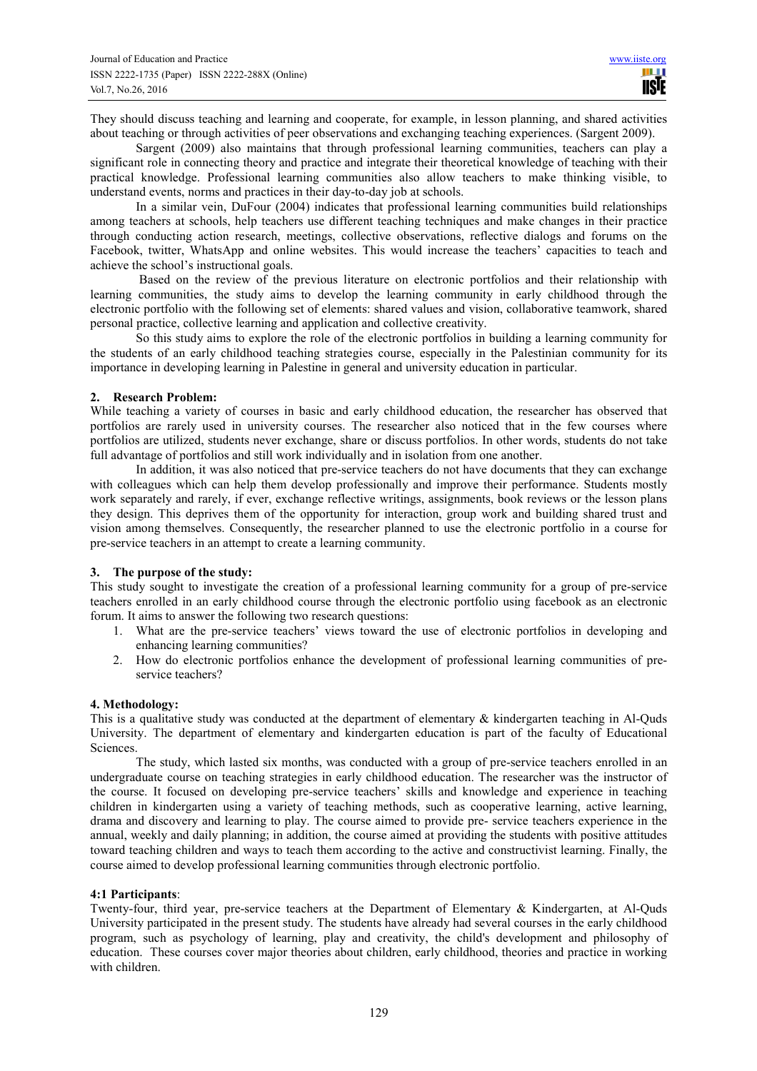They should discuss teaching and learning and cooperate, for example, in lesson planning, and shared activities about teaching or through activities of peer observations and exchanging teaching experiences. (Sargent 2009).

Sargent (2009) also maintains that through professional learning communities, teachers can play a significant role in connecting theory and practice and integrate their theoretical knowledge of teaching with their practical knowledge. Professional learning communities also allow teachers to make thinking visible, to understand events, norms and practices in their day-to-day job at schools.

In a similar vein, DuFour (2004) indicates that professional learning communities build relationships among teachers at schools, help teachers use different teaching techniques and make changes in their practice through conducting action research, meetings, collective observations, reflective dialogs and forums on the Facebook, twitter, WhatsApp and online websites. This would increase the teachers' capacities to teach and achieve the school's instructional goals.

Based on the review of the previous literature on electronic portfolios and their relationship with learning communities, the study aims to develop the learning community in early childhood through the electronic portfolio with the following set of elements: shared values and vision, collaborative teamwork, shared personal practice, collective learning and application and collective creativity.

So this study aims to explore the role of the electronic portfolios in building a learning community for the students of an early childhood teaching strategies course, especially in the Palestinian community for its importance in developing learning in Palestine in general and university education in particular.

## 2. Research Problem:

While teaching a variety of courses in basic and early childhood education, the researcher has observed that portfolios are rarely used in university courses. The researcher also noticed that in the few courses where portfolios are utilized, students never exchange, share or discuss portfolios. In other words, students do not take full advantage of portfolios and still work individually and in isolation from one another.

In addition, it was also noticed that pre-service teachers do not have documents that they can exchange with colleagues which can help them develop professionally and improve their performance. Students mostly work separately and rarely, if ever, exchange reflective writings, assignments, book reviews or the lesson plans they design. This deprives them of the opportunity for interaction, group work and building shared trust and vision among themselves. Consequently, the researcher planned to use the electronic portfolio in a course for pre-service teachers in an attempt to create a learning community.

## 3. The purpose of the study:

This study sought to investigate the creation of a professional learning community for a group of pre-service teachers enrolled in an early childhood course through the electronic portfolio using facebook as an electronic forum. It aims to answer the following two research questions:

1. What are the pre-service teachers' views toward the use of electronic portfolios in developing and enhancing learning communities?
2. How do electronic portfolios enhance the development of professional learning communities of pre-service teachers?

## 4. Methodology:

This is a qualitative study was conducted at the department of elementary & kindergarten teaching in Al-Quds University. The department of elementary and kindergarten education is part of the faculty of Educational Sciences.

The study, which lasted six months, was conducted with a group of pre-service teachers enrolled in an undergraduate course on teaching strategies in early childhood education. The researcher was the instructor of the course. It focused on developing pre-service teachers' skills and knowledge and experience in teaching children in kindergarten using a variety of teaching methods, such as cooperative learning, active learning, drama and discovery and learning to play. The course aimed to provide pre- service teachers experience in the annual, weekly and daily planning; in addition, the course aimed at providing the students with positive attitudes toward teaching children and ways to teach them according to the active and constructivist learning. Finally, the course aimed to develop professional learning communities through electronic portfolio.

### 4:1 Participants:

Twenty-four, third year, pre-service teachers at the Department of Elementary & Kindergarten, at Al-Quds University participated in the present study. The students have already had several courses in the early childhood program, such as psychology of learning, play and creativity, the child's development and philosophy of education. These courses cover major theories about children, early childhood, theories and practice in working with children.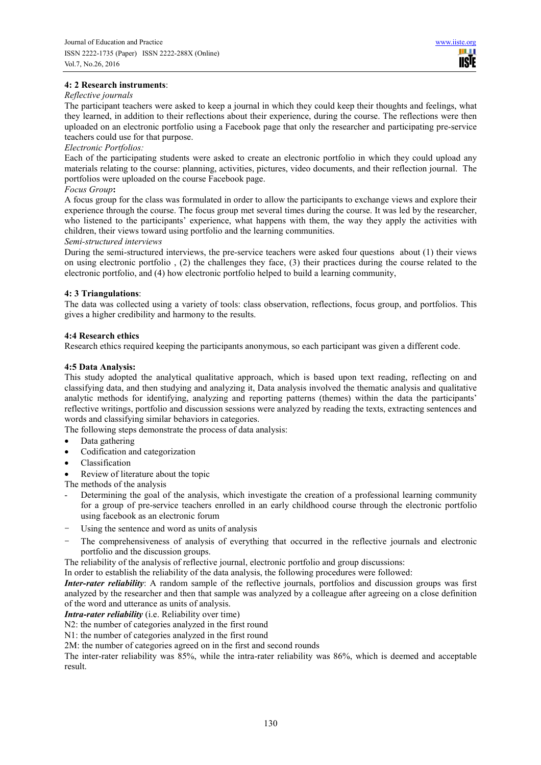### 4: 2 Research instruments:

*Reflective journals*

The participant teachers were asked to keep a journal in which they could keep their thoughts and feelings, what they learned, in addition to their reflections about their experience, during the course. The reflections were then uploaded on an electronic portfolio using a Facebook page that only the researcher and participating pre-service teachers could use for that purpose.

*Electronic Portfolios:*

Each of the participating students were asked to create an electronic portfolio in which they could upload any materials relating to the course: planning, activities, pictures, video documents, and their reflection journal. The portfolios were uploaded on the course Facebook page.

*Focus Group***:**

A focus group for the class was formulated in order to allow the participants to exchange views and explore their experience through the course. The focus group met several times during the course. It was led by the researcher, who listened to the participants' experience, what happens with them, the way they apply the activities with children, their views toward using portfolio and the learning communities.

*Semi-structured interviews*

During the semi-structured interviews, the pre-service teachers were asked four questions about (1) their views on using electronic portfolio , (2) the challenges they face, (3) their practices during the course related to the electronic portfolio, and (4) how electronic portfolio helped to build a learning community,

### 4: 3 Triangulations:

The data was collected using a variety of tools: class observation, reflections, focus group, and portfolios. This gives a higher credibility and harmony to the results.

### 4:4 Research ethics

Research ethics required keeping the participants anonymous, so each participant was given a different code.

### 4:5 Data Analysis:

This study adopted the analytical qualitative approach, which is based upon text reading, reflecting on and classifying data, and then studying and analyzing it, Data analysis involved the thematic analysis and qualitative analytic methods for identifying, analyzing and reporting patterns (themes) within the data the participants' reflective writings, portfolio and discussion sessions were analyzed by reading the texts, extracting sentences and words and classifying similar behaviors in categories.

The following steps demonstrate the process of data analysis:

- Data gathering
- Codification and categorization
- Classification
- Review of literature about the topic

The methods of the analysis

- Determining the goal of the analysis, which investigate the creation of a professional learning community for a group of pre-service teachers enrolled in an early childhood course through the electronic portfolio using facebook as an electronic forum
- Using the sentence and word as units of analysis
- The comprehensiveness of analysis of everything that occurred in the reflective journals and electronic portfolio and the discussion groups.

The reliability of the analysis of reflective journal, electronic portfolio and group discussions:

In order to establish the reliability of the data analysis, the following procedures were followed:

***Inter-rater reliability***: A random sample of the reflective journals, portfolios and discussion groups was first analyzed by the researcher and then that sample was analyzed by a colleague after agreeing on a close definition of the word and utterance as units of analysis.

***Intra-rater reliability*** (i.e. Reliability over time)

N2: the number of categories analyzed in the first round

N1: the number of categories analyzed in the first round

2M: the number of categories agreed on in the first and second rounds

The inter-rater reliability was 85%, while the intra-rater reliability was 86%, which is deemed and acceptable result.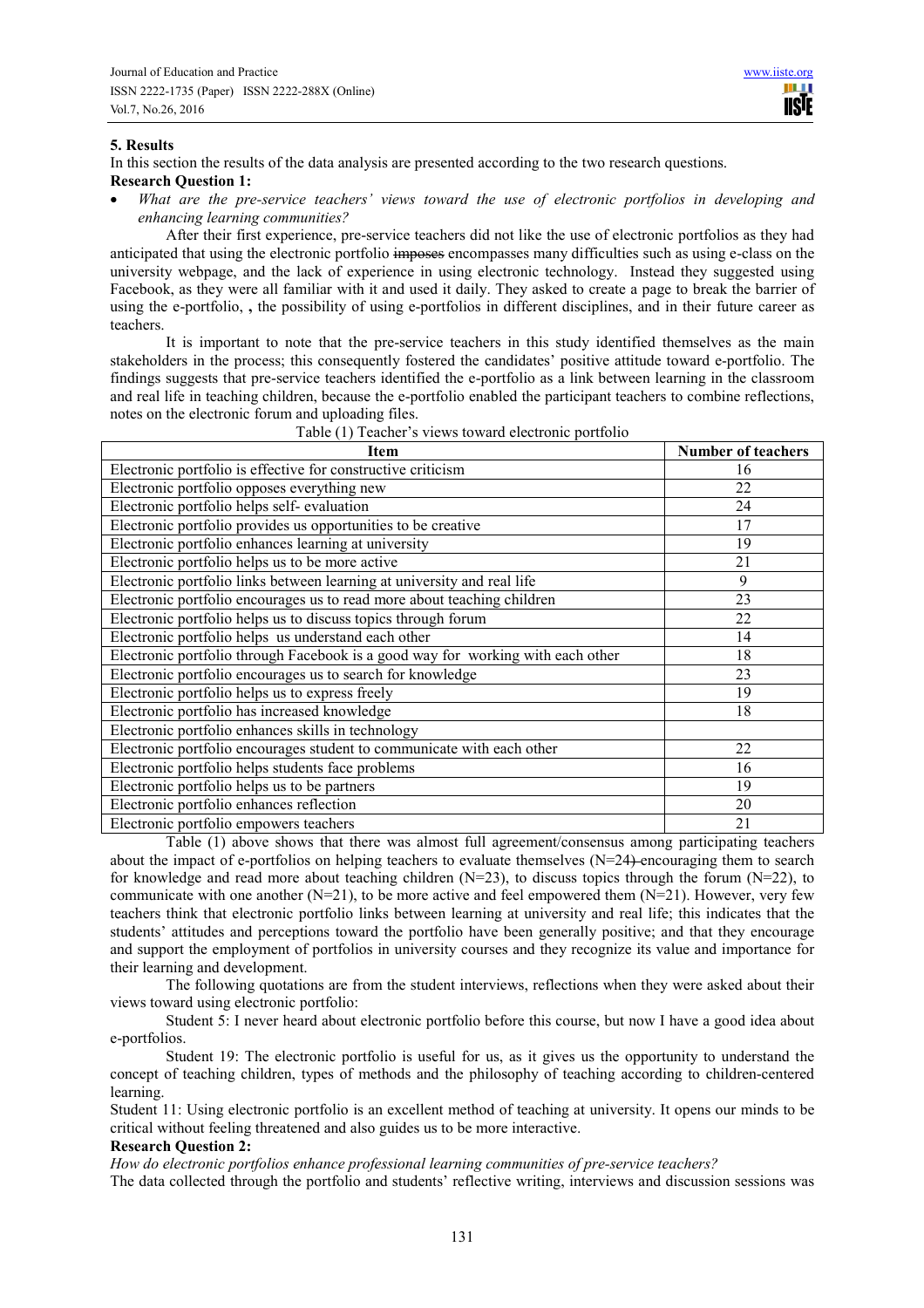## 5. Results

In this section the results of the data analysis are presented according to the two research questions.

**Research Question 1:**

- *What are the pre-service teachers' views toward the use of electronic portfolios in developing and enhancing learning communities?*

After their first experience, pre-service teachers did not like the use of electronic portfolios as they had anticipated that using the electronic portfolio ~~imposes~~ encompasses many difficulties such as using e-class on the university webpage, and the lack of experience in using electronic technology. Instead they suggested using Facebook, as they were all familiar with it and used it daily. They asked to create a page to break the barrier of using the e-portfolio, **,** the possibility of using e-portfolios in different disciplines, and in their future career as teachers.

It is important to note that the pre-service teachers in this study identified themselves as the main stakeholders in the process; this consequently fostered the candidates' positive attitude toward e-portfolio. The findings suggests that pre-service teachers identified the e-portfolio as a link between learning in the classroom and real life in teaching children, because the e-portfolio enabled the participant teachers to combine reflections, notes on the electronic forum and uploading files.

Table (1) Teacher's views toward electronic portfolio

| Item | Number of teachers |
|---|---|
| Electronic portfolio is effective for constructive criticism | 16 |
| Electronic portfolio opposes everything new | 22 |
| Electronic portfolio helps self- evaluation | 24 |
| Electronic portfolio provides us opportunities to be creative | 17 |
| Electronic portfolio enhances learning at university | 19 |
| Electronic portfolio helps us to be more active | 21 |
| Electronic portfolio links between learning at university and real life | 9 |
| Electronic portfolio encourages us to read more about teaching children | 23 |
| Electronic portfolio helps us to discuss topics through forum | 22 |
| Electronic portfolio helps us understand each other | 14 |
| Electronic portfolio through Facebook is a good way for working with each other | 18 |
| Electronic portfolio encourages us to search for knowledge | 23 |
| Electronic portfolio helps us to express freely | 19 |
| Electronic portfolio has increased knowledge | 18 |
| Electronic portfolio enhances skills in technology | |
| Electronic portfolio encourages student to communicate with each other | 22 |
| Electronic portfolio helps students face problems | 16 |
| Electronic portfolio helps us to be partners | 19 |
| Electronic portfolio enhances reflection | 20 |
| Electronic portfolio empowers teachers | 21 |

Table (1) above shows that there was almost full agreement/consensus among participating teachers about the impact of e-portfolios on helping teachers to evaluate themselves (N=24) ~~)~~ encouraging them to search for knowledge and read more about teaching children (N=23), to discuss topics through the forum (N=22), to communicate with one another (N=21), to be more active and feel empowered them (N=21). However, very few teachers think that electronic portfolio links between learning at university and real life; this indicates that the students' attitudes and perceptions toward the portfolio have been generally positive; and that they encourage and support the employment of portfolios in university courses and they recognize its value and importance for their learning and development.

The following quotations are from the student interviews, reflections when they were asked about their views toward using electronic portfolio:

Student 5: I never heard about electronic portfolio before this course, but now I have a good idea about e-portfolios.

Student 19: The electronic portfolio is useful for us, as it gives us the opportunity to understand the concept of teaching children, types of methods and the philosophy of teaching according to children-centered learning.

Student 11: Using electronic portfolio is an excellent method of teaching at university. It opens our minds to be critical without feeling threatened and also guides us to be more interactive.

**Research Question 2:**

*How do electronic portfolios enhance professional learning communities of pre-service teachers?*

The data collected through the portfolio and students' reflective writing, interviews and discussion sessions was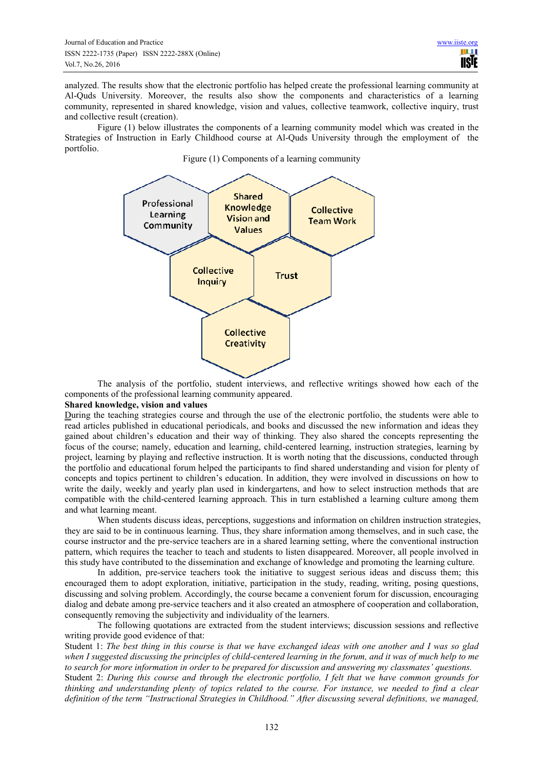analyzed. The results show that the electronic portfolio has helped create the professional learning community at Al-Quds University. Moreover, the results also show the components and characteristics of a learning community, represented in shared knowledge, vision and values, collective teamwork, collective inquiry, trust and collective result (creation).

Figure (1) below illustrates the components of a learning community model which was created in the Strategies of Instruction in Early Childhood course at Al-Quds University through the employment of the portfolio.

Figure (1) Components of a learning community

Professional Learning Community

Shared Knowledge Vision and Values

Collective Team Work

Collective Inquiry

Trust

Collective Creativity

The analysis of the portfolio, student interviews, and reflective writings showed how each of the components of the professional learning community appeared.

**Shared knowledge, vision and values**

During the teaching strategies course and through the use of the electronic portfolio, the students were able to read articles published in educational periodicals, and books and discussed the new information and ideas they gained about children's education and their way of thinking. They also shared the concepts representing the focus of the course; namely, education and learning, child-centered learning, instruction strategies, learning by project, learning by playing and reflective instruction. It is worth noting that the discussions, conducted through the portfolio and educational forum helped the participants to find shared understanding and vision for plenty of concepts and topics pertinent to children's education. In addition, they were involved in discussions on how to write the daily, weekly and yearly plan used in kindergartens, and how to select instruction methods that are compatible with the child-centered learning approach. This in turn established a learning culture among them and what learning meant.

When students discuss ideas, perceptions, suggestions and information on children instruction strategies, they are said to be in continuous learning. Thus, they share information among themselves, and in such case, the course instructor and the pre-service teachers are in a shared learning setting, where the conventional instruction pattern, which requires the teacher to teach and students to listen disappeared. Moreover, all people involved in this study have contributed to the dissemination and exchange of knowledge and promoting the learning culture.

In addition, pre-service teachers took the initiative to suggest serious ideas and discuss them; this encouraged them to adopt exploration, initiative, participation in the study, reading, writing, posing questions, discussing and solving problem. Accordingly, the course became a convenient forum for discussion, encouraging dialog and debate among pre-service teachers and it also created an atmosphere of cooperation and collaboration, consequently removing the subjectivity and individuality of the learners.

The following quotations are extracted from the student interviews; discussion sessions and reflective writing provide good evidence of that:

Student 1: *The best thing in this course is that we have exchanged ideas with one another and I was so glad when I suggested discussing the principles of child-centered learning in the forum, and it was of much help to me to search for more information in order to be prepared for discussion and answering my classmates' questions.*

Student 2: *During this course and through the electronic portfolio, I felt that we have common grounds for thinking and understanding plenty of topics related to the course. For instance, we needed to find a clear definition of the term "Instructional Strategies in Childhood." After discussing several definitions, we managed,*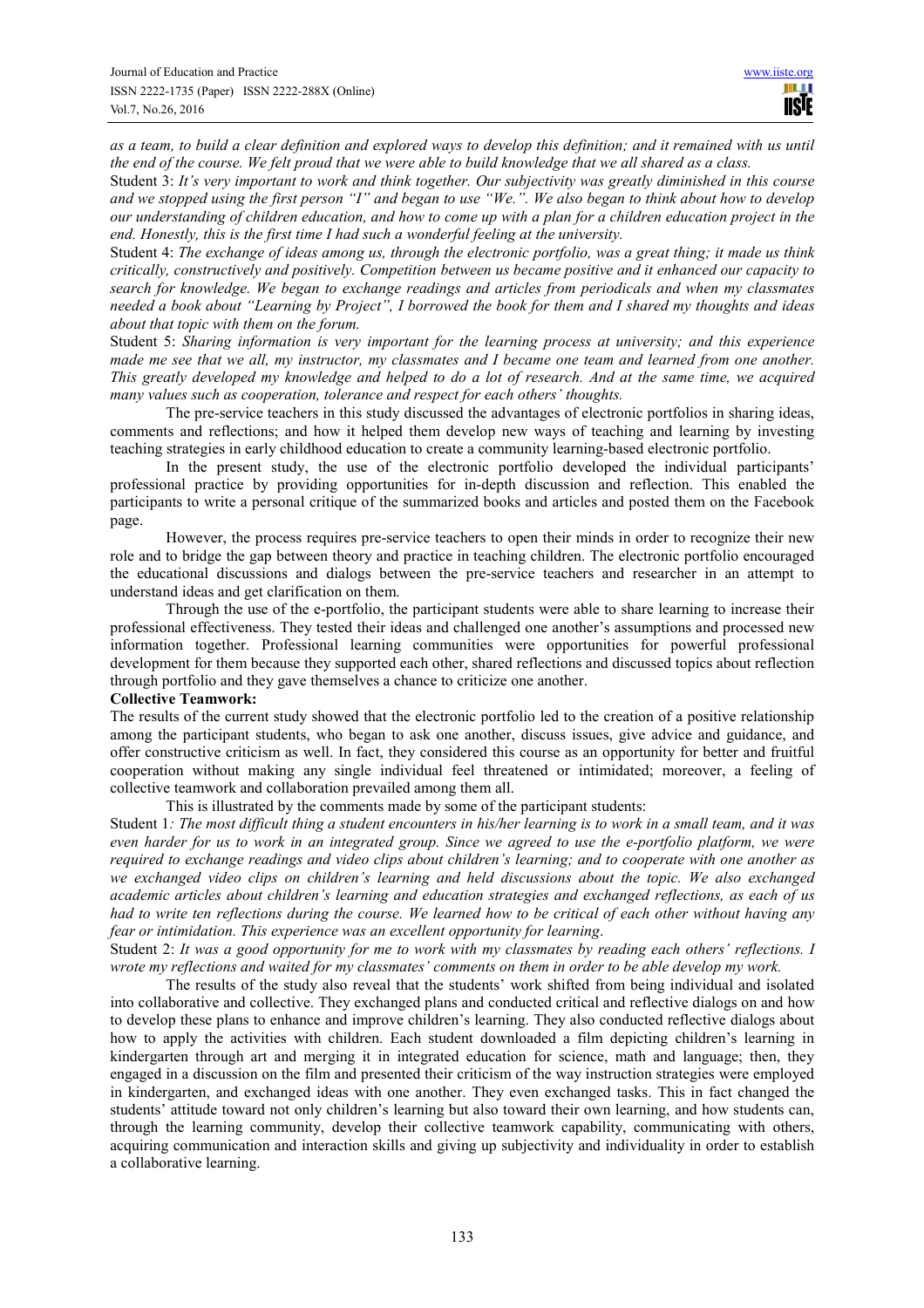*as a team, to build a clear definition and explored ways to develop this definition; and it remained with us until the end of the course. We felt proud that we were able to build knowledge that we all shared as a class.*

Student 3: *It's very important to work and think together. Our subjectivity was greatly diminished in this course and we stopped using the first person "I" and began to use "We.". We also began to think about how to develop our understanding of children education, and how to come up with a plan for a children education project in the end. Honestly, this is the first time I had such a wonderful feeling at the university.*

Student 4: *The exchange of ideas among us, through the electronic portfolio, was a great thing; it made us think critically, constructively and positively. Competition between us became positive and it enhanced our capacity to search for knowledge. We began to exchange readings and articles from periodicals and when my classmates needed a book about "Learning by Project", I borrowed the book for them and I shared my thoughts and ideas about that topic with them on the forum.*

Student 5: *Sharing information is very important for the learning process at university; and this experience made me see that we all, my instructor, my classmates and I became one team and learned from one another. This greatly developed my knowledge and helped to do a lot of research. And at the same time, we acquired many values such as cooperation, tolerance and respect for each others' thoughts.*

The pre-service teachers in this study discussed the advantages of electronic portfolios in sharing ideas, comments and reflections; and how it helped them develop new ways of teaching and learning by investing teaching strategies in early childhood education to create a community learning-based electronic portfolio.

In the present study, the use of the electronic portfolio developed the individual participants' professional practice by providing opportunities for in-depth discussion and reflection. This enabled the participants to write a personal critique of the summarized books and articles and posted them on the Facebook page.

However, the process requires pre-service teachers to open their minds in order to recognize their new role and to bridge the gap between theory and practice in teaching children. The electronic portfolio encouraged the educational discussions and dialogs between the pre-service teachers and researcher in an attempt to understand ideas and get clarification on them.

Through the use of the e-portfolio, the participant students were able to share learning to increase their professional effectiveness. They tested their ideas and challenged one another's assumptions and processed new information together. Professional learning communities were opportunities for powerful professional development for them because they supported each other, shared reflections and discussed topics about reflection through portfolio and they gave themselves a chance to criticize one another.

**Collective Teamwork:**

The results of the current study showed that the electronic portfolio led to the creation of a positive relationship among the participant students, who began to ask one another, discuss issues, give advice and guidance, and offer constructive criticism as well. In fact, they considered this course as an opportunity for better and fruitful cooperation without making any single individual feel threatened or intimidated; moreover, a feeling of collective teamwork and collaboration prevailed among them all.

This is illustrated by the comments made by some of the participant students:

Student 1*: The most difficult thing a student encounters in his/her learning is to work in a small team, and it was even harder for us to work in an integrated group. Since we agreed to use the e-portfolio platform, we were required to exchange readings and video clips about children's learning; and to cooperate with one another as we exchanged video clips on children's learning and held discussions about the topic. We also exchanged academic articles about children's learning and education strategies and exchanged reflections, as each of us had to write ten reflections during the course. We learned how to be critical of each other without having any fear or intimidation. This experience was an excellent opportunity for learning*.

Student 2: *It was a good opportunity for me to work with my classmates by reading each others' reflections. I wrote my reflections and waited for my classmates' comments on them in order to be able develop my work.*

The results of the study also reveal that the students' work shifted from being individual and isolated into collaborative and collective. They exchanged plans and conducted critical and reflective dialogs on and how to develop these plans to enhance and improve children's learning. They also conducted reflective dialogs about how to apply the activities with children. Each student downloaded a film depicting children's learning in kindergarten through art and merging it in integrated education for science, math and language; then, they engaged in a discussion on the film and presented their criticism of the way instruction strategies were employed in kindergarten, and exchanged ideas with one another. They even exchanged tasks. This in fact changed the students' attitude toward not only children's learning but also toward their own learning, and how students can, through the learning community, develop their collective teamwork capability, communicating with others, acquiring communication and interaction skills and giving up subjectivity and individuality in order to establish a collaborative learning.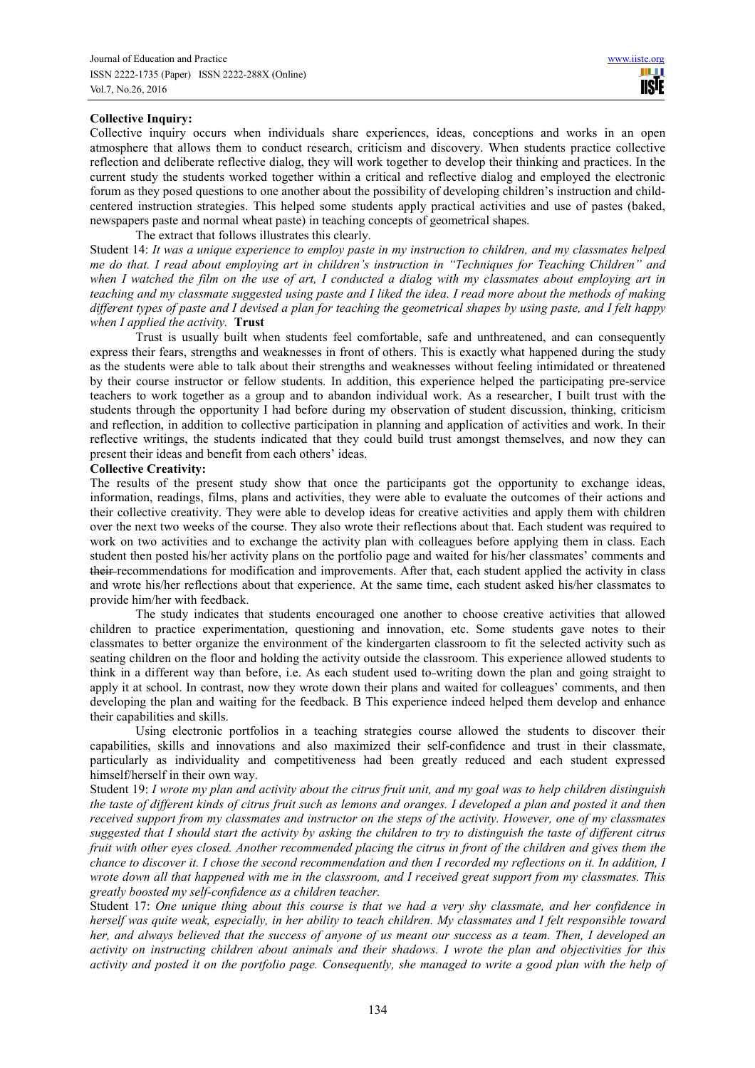**Collective Inquiry:**

Collective inquiry occurs when individuals share experiences, ideas, conceptions and works in an open atmosphere that allows them to conduct research, criticism and discovery. When students practice collective reflection and deliberate reflective dialog, they will work together to develop their thinking and practices. In the current study the students worked together within a critical and reflective dialog and employed the electronic forum as they posed questions to one another about the possibility of developing children's instruction and child-centered instruction strategies. This helped some students apply practical activities and use of pastes (baked, newspapers paste and normal wheat paste) in teaching concepts of geometrical shapes.

The extract that follows illustrates this clearly.

Student 14: *It was a unique experience to employ paste in my instruction to children, and my classmates helped me do that. I read about employing art in children's instruction in "Techniques for Teaching Children" and when I watched the film on the use of art, I conducted a dialog with my classmates about employing art in teaching and my classmate suggested using paste and I liked the idea. I read more about the methods of making different types of paste and I devised a plan for teaching the geometrical shapes by using paste, and I felt happy when I applied the activity.* **Trust**

Trust is usually built when students feel comfortable, safe and unthreatened, and can consequently express their fears, strengths and weaknesses in front of others. This is exactly what happened during the study as the students were able to talk about their strengths and weaknesses without feeling intimidated or threatened by their course instructor or fellow students. In addition, this experience helped the participating pre-service teachers to work together as a group and to abandon individual work. As a researcher, I built trust with the students through the opportunity I had before during my observation of student discussion, thinking, criticism and reflection, in addition to collective participation in planning and application of activities and work. In their reflective writings, the students indicated that they could build trust amongst themselves, and now they can present their ideas and benefit from each others' ideas.

**Collective Creativity:**

The results of the present study show that once the participants got the opportunity to exchange ideas, information, readings, films, plans and activities, they were able to evaluate the outcomes of their actions and their collective creativity. They were able to develop ideas for creative activities and apply them with children over the next two weeks of the course. They also wrote their reflections about that. Each student was required to work on two activities and to exchange the activity plan with colleagues before applying them in class. Each student then posted his/her activity plans on the portfolio page and waited for his/her classmates' comments and ~~their~~ recommendations for modification and improvements. After that, each student applied the activity in class and wrote his/her reflections about that experience. At the same time, each student asked his/her classmates to provide him/her with feedback.

The study indicates that students encouraged one another to choose creative activities that allowed children to practice experimentation, questioning and innovation, etc. Some students gave notes to their classmates to better organize the environment of the kindergarten classroom to fit the selected activity such as seating children on the floor and holding the activity outside the classroom. This experience allowed students to think in a different way than before, i.e. As each student used to-writing down the plan and going straight to apply it at school. In contrast, now they wrote down their plans and waited for colleagues' comments, and then developing the plan and waiting for the feedback. B This experience indeed helped them develop and enhance their capabilities and skills.

Using electronic portfolios in a teaching strategies course allowed the students to discover their capabilities, skills and innovations and also maximized their self-confidence and trust in their classmate, particularly as individuality and competitiveness had been greatly reduced and each student expressed himself/herself in their own way.

Student 19: *I wrote my plan and activity about the citrus fruit unit, and my goal was to help children distinguish the taste of different kinds of citrus fruit such as lemons and oranges. I developed a plan and posted it and then received support from my classmates and instructor on the steps of the activity. However, one of my classmates suggested that I should start the activity by asking the children to try to distinguish the taste of different citrus fruit with other eyes closed. Another recommended placing the citrus in front of the children and gives them the chance to discover it. I chose the second recommendation and then I recorded my reflections on it. In addition, I wrote down all that happened with me in the classroom, and I received great support from my classmates. This greatly boosted my self-confidence as a children teacher.*

Student 17: *One unique thing about this course is that we had a very shy classmate, and her confidence in herself was quite weak, especially, in her ability to teach children. My classmates and I felt responsible toward her, and always believed that the success of anyone of us meant our success as a team. Then, I developed an activity on instructing children about animals and their shadows. I wrote the plan and objectivities for this activity and posted it on the portfolio page. Consequently, she managed to write a good plan with the help of*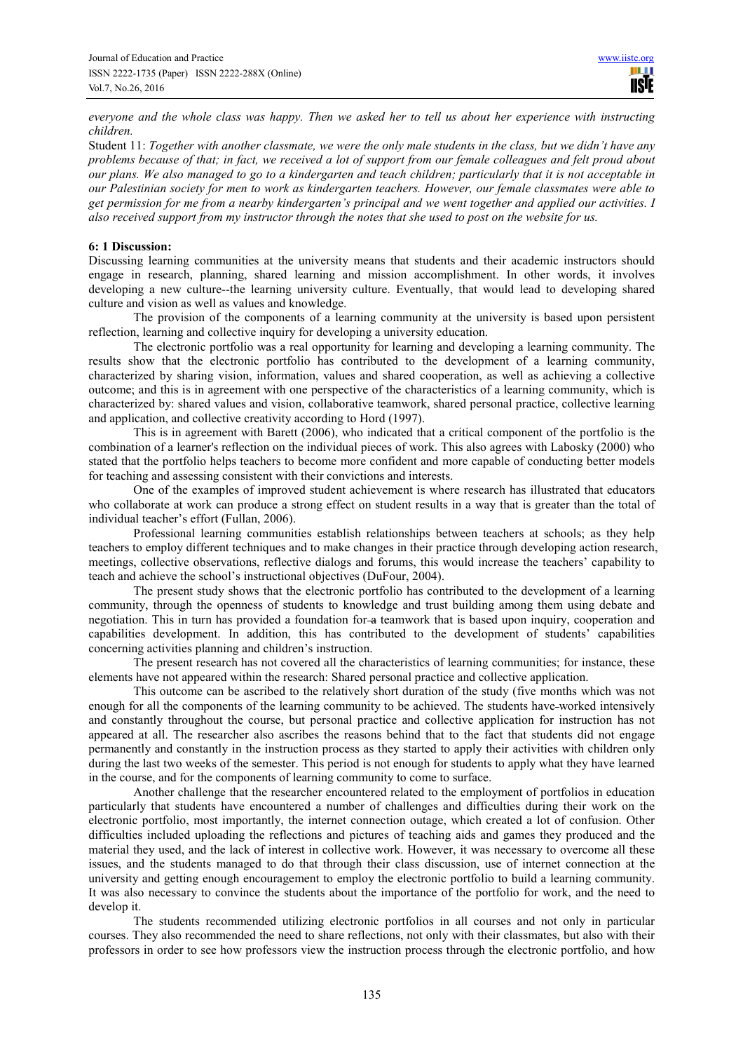*everyone and the whole class was happy. Then we asked her to tell us about her experience with instructing children.*

Student 11: *Together with another classmate, we were the only male students in the class, but we didn't have any problems because of that; in fact, we received a lot of support from our female colleagues and felt proud about our plans. We also managed to go to a kindergarten and teach children; particularly that it is not acceptable in our Palestinian society for men to work as kindergarten teachers. However, our female classmates were able to get permission for me from a nearby kindergarten's principal and we went together and applied our activities. I also received support from my instructor through the notes that she used to post on the website for us.*

### 6: 1 Discussion:

Discussing learning communities at the university means that students and their academic instructors should engage in research, planning, shared learning and mission accomplishment. In other words, it involves developing a new culture--the learning university culture. Eventually, that would lead to developing shared culture and vision as well as values and knowledge.

The provision of the components of a learning community at the university is based upon persistent reflection, learning and collective inquiry for developing a university education.

The electronic portfolio was a real opportunity for learning and developing a learning community. The results show that the electronic portfolio has contributed to the development of a learning community, characterized by sharing vision, information, values and shared cooperation, as well as achieving a collective outcome; and this is in agreement with one perspective of the characteristics of a learning community, which is characterized by: shared values and vision, collaborative teamwork, shared personal practice, collective learning and application, and collective creativity according to Hord (1997).

This is in agreement with Barett (2006), who indicated that a critical component of the portfolio is the combination of a learner's reflection on the individual pieces of work. This also agrees with Labosky (2000) who stated that the portfolio helps teachers to become more confident and more capable of conducting better models for teaching and assessing consistent with their convictions and interests.

One of the examples of improved student achievement is where research has illustrated that educators who collaborate at work can produce a strong effect on student results in a way that is greater than the total of individual teacher's effort (Fullan, 2006).

Professional learning communities establish relationships between teachers at schools; as they help teachers to employ different techniques and to make changes in their practice through developing action research, meetings, collective observations, reflective dialogs and forums, this would increase the teachers' capability to teach and achieve the school's instructional objectives (DuFour, 2004).

The present study shows that the electronic portfolio has contributed to the development of a learning community, through the openness of students to knowledge and trust building among them using debate and negotiation. This in turn has provided a foundation for a teamwork that is based upon inquiry, cooperation and capabilities development. In addition, this has contributed to the development of students' capabilities concerning activities planning and children's instruction.

The present research has not covered all the characteristics of learning communities; for instance, these elements have not appeared within the research: Shared personal practice and collective application.

This outcome can be ascribed to the relatively short duration of the study (five months which was not enough for all the components of the learning community to be achieved. The students have worked intensively and constantly throughout the course, but personal practice and collective application for instruction has not appeared at all. The researcher also ascribes the reasons behind that to the fact that students did not engage permanently and constantly in the instruction process as they started to apply their activities with children only during the last two weeks of the semester. This period is not enough for students to apply what they have learned in the course, and for the components of learning community to come to surface.

Another challenge that the researcher encountered related to the employment of portfolios in education particularly that students have encountered a number of challenges and difficulties during their work on the electronic portfolio, most importantly, the internet connection outage, which created a lot of confusion. Other difficulties included uploading the reflections and pictures of teaching aids and games they produced and the material they used, and the lack of interest in collective work. However, it was necessary to overcome all these issues, and the students managed to do that through their class discussion, use of internet connection at the university and getting enough encouragement to employ the electronic portfolio to build a learning community. It was also necessary to convince the students about the importance of the portfolio for work, and the need to develop it.

The students recommended utilizing electronic portfolios in all courses and not only in particular courses. They also recommended the need to share reflections, not only with their classmates, but also with their professors in order to see how professors view the instruction process through the electronic portfolio, and how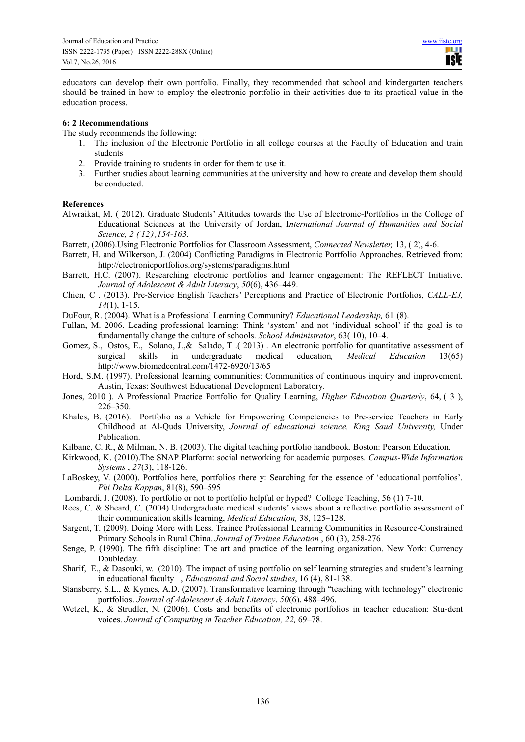educators can develop their own portfolio. Finally, they recommended that school and kindergarten teachers should be trained in how to employ the electronic portfolio in their activities due to its practical value in the education process.

### 6: 2 Recommendations

The study recommends the following:

1. The inclusion of the Electronic Portfolio in all college courses at the Faculty of Education and train students
2. Provide training to students in order for them to use it.
3. Further studies about learning communities at the university and how to create and develop them should be conducted.

### References

Alwraikat, M. ( 2012). Graduate Students' Attitudes towards the Use of Electronic-Portfolios in the College of Educational Sciences at the University of Jordan, I*nternational Journal of Humanities and Social Science, 2 ( 12) ,154-163.*

Barrett, (2006).Using Electronic Portfolios for Classroom Assessment, *Connected Newsletter,* 13, ( 2), 4-6.

Barrett, H. and Wilkerson, J. (2004) Conflicting Paradigms in Electronic Portfolio Approaches. Retrieved from: http://electronicportfolios.org/systems/paradigms.html

Barrett, H.C. (2007). Researching electronic portfolios and learner engagement: The REFLECT Initiative. *Journal of Adolescent & Adult Literacy*, *50*(6), 436–449.

Chien, C . (2013). Pre-Service English Teachers' Perceptions and Practice of Electronic Portfolios, *CALL-EJ, 14*(1), 1-15.

DuFour, R. (2004). What is a Professional Learning Community? *Educational Leadership,* 61 (8).

Fullan, M. 2006. Leading professional learning: Think 'system' and not 'individual school' if the goal is to fundamentally change the culture of schools. *School Administrator*, 63( 10), 10–4.

Gomez, S., Ostos, E., Solano, J.,& Salado, T .( 2013) . An electronic portfolio for quantitative assessment of surgical skills in undergraduate medical education*, Medical Education* 13(65) http://www.biomedcentral.com/1472-6920/13/65

Hord, S.M. (1997). Professional learning communities: Communities of continuous inquiry and improvement. Austin, Texas: Southwest Educational Development Laboratory.

Jones, 2010 ). A Professional Practice Portfolio for Quality Learning, *Higher Education Quarterly*, 64, ( 3 ), 226–350.

Khales, B. (2016). Portfolio as a Vehicle for Empowering Competencies to Pre-service Teachers in Early Childhood at Al-Quds University, *Journal of educational science, King Saud University,* Under Publication.

Kilbane, C. R., & Milman, N. B. (2003). The digital teaching portfolio handbook. Boston: Pearson Education.

Kirkwood, K. (2010).The SNAP Platform: social networking for academic purposes. *Campus-Wide Information Systems* , *27*(3), 118-126.

LaBoskey, V. (2000). Portfolios here, portfolios there y: Searching for the essence of 'educational portfolios'. *Phi Delta Kappan*, 81(8), 590–595

Lombardi, J. (2008). To portfolio or not to portfolio helpful or hyped? College Teaching, 56 (1) 7-10.

Rees, C. & Sheard, C. (2004) Undergraduate medical students' views about a reflective portfolio assessment of their communication skills learning, *Medical Education,* 38, 125–128.

Sargent, T. (2009). Doing More with Less. Trainee Professional Learning Communities in Resource-Constrained Primary Schools in Rural China. *Journal of Trainee Education* , 60 (3), 258-276

Senge, P. (1990). The fifth discipline: The art and practice of the learning organization. New York: Currency Doubleday.

Sharif, E., & Dasouki, w. (2010). The impact of using portfolio on self learning strategies and student's learning in educational faculty , *Educational and Social studies*, 16 (4), 81-138.

Stansberry, S.L., & Kymes, A.D. (2007). Transformative learning through "teaching with technology" electronic portfolios. *Journal of Adolescent & Adult Literacy*, *50*(6), 488–496.

Wetzel, K., & Strudler, N. (2006). Costs and benefits of electronic portfolios in teacher education: Stu-dent voices. *Journal of Computing in Teacher Education, 22,* 69–78.